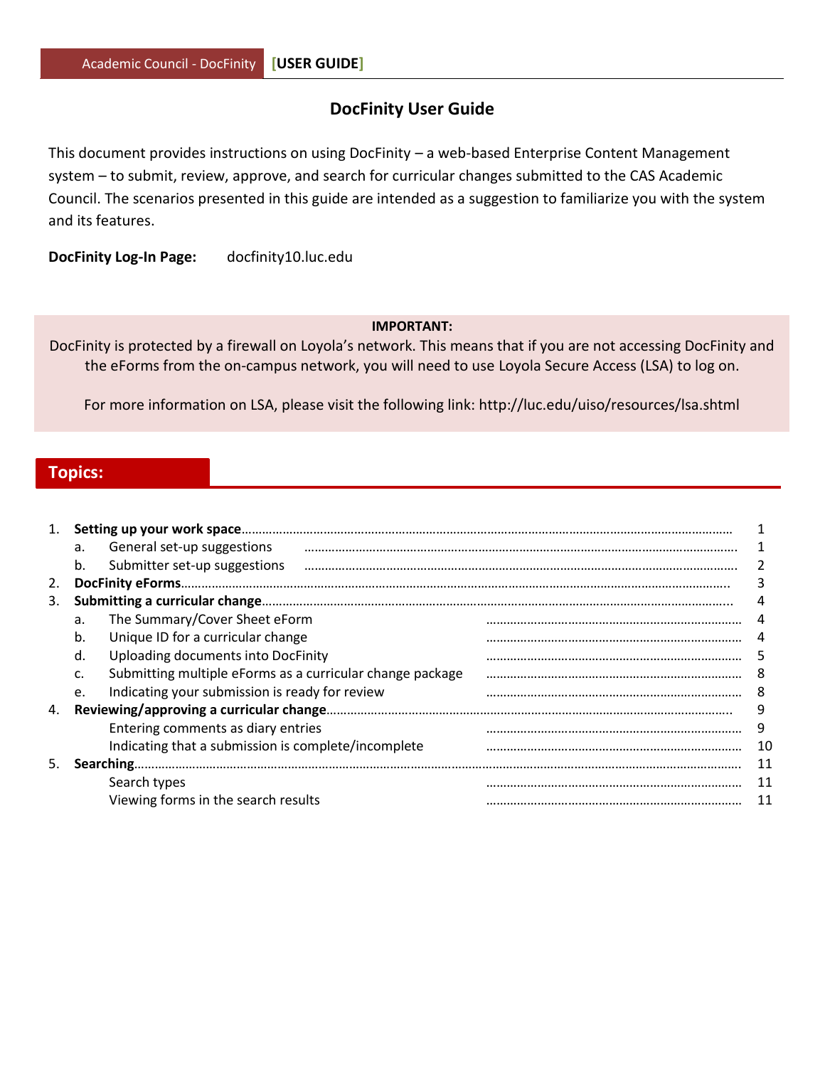# DocFinity User Guide

This document provides instructions on using DocFinity – a web-based Enterprise Content Management system – to submit, review, approve, and search for curricular changes submitted to the CAS Academic Council. The scenarios presented in this guide are intended as a suggestion to familiarize you with the system and its features.

**DocFinity Log-In Page:** docfinity10.luc.edu

> **IMPORTANT:**
>
> DocFinity is protected by a firewall on Loyola's network. This means that if you are not accessing DocFinity and the eForms from the on-campus network, you will need to use Loyola Secure Access (LSA) to log on.
>
> For more information on LSA, please visit the following link: http://luc.edu/uiso/resources/lsa.shtml

## Topics:

1. **Setting up your work space** ........ 1
   - a. General set-up suggestions ........ 1
   - b. Submitter set-up suggestions ........ 2
2. **DocFinity eForms** ........ 3
3. **Submitting a curricular change** ........ 4
   - a. The Summary/Cover Sheet eForm ........ 4
   - b. Unique ID for a curricular change ........ 4
   - d. Uploading documents into DocFinity ........ 5
   - c. Submitting multiple eForms as a curricular change package ........ 8
   - e. Indicating your submission is ready for review ........ 8
4. **Reviewing/approving a curricular change** ........ 9
   - Entering comments as diary entries ........ 9
   - Indicating that a submission is complete/incomplete ........ 10
5. **Searching** ........ 11
   - Search types ........ 11
   - Viewing forms in the search results ........ 11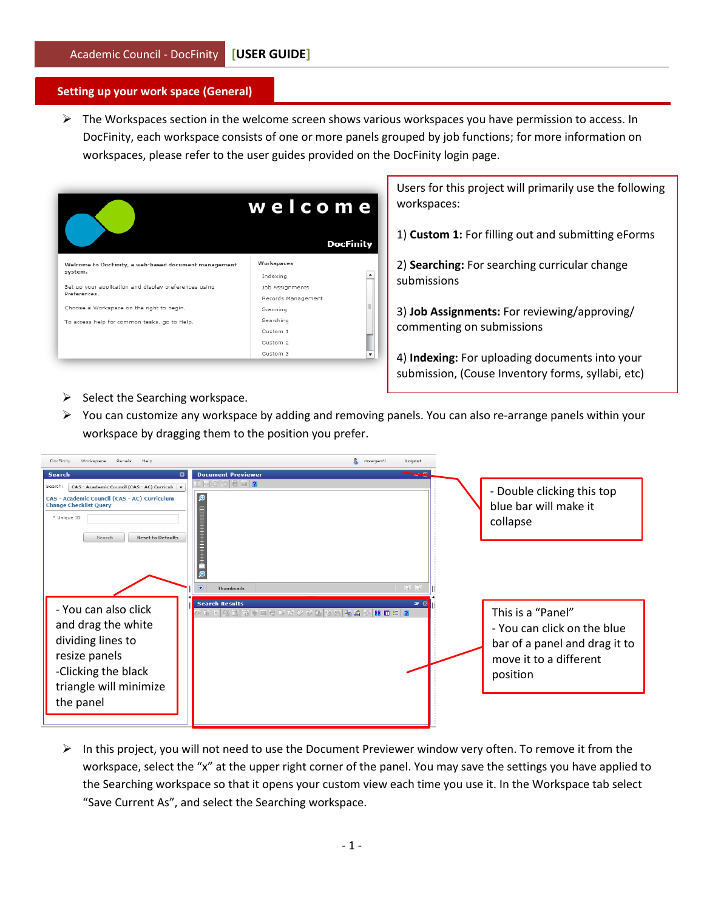## Setting up your work space (General)

- The Workspaces section in the welcome screen shows various workspaces you have permission to access. In DocFinity, each workspace consists of one or more panels grouped by job functions; for more information on workspaces, please refer to the user guides provided on the DocFinity login page.

Users for this project will primarily use the following workspaces:

1) **Custom 1:** For filling out and submitting eForms

2) **Searching:** For searching curricular change submissions

3) **Job Assignments:** For reviewing/approving/ commenting on submissions

4) **Indexing:** For uploading documents into your submission, (Couse Inventory forms, syllabi, etc)

- Select the Searching workspace.
- You can customize any workspace by adding and removing panels. You can also re-arrange panels within your workspace by dragging them to the position you prefer.

- Double clicking this top blue bar will make it collapse

- You can also click and drag the white dividing lines to resize panels
-Clicking the black triangle will minimize the panel

This is a "Panel"
- You can click on the blue bar of a panel and drag it to move it to a different position

- In this project, you will not need to use the Document Previewer window very often. To remove it from the workspace, select the "x" at the upper right corner of the panel. You may save the settings you have applied to the Searching workspace so that it opens your custom view each time you use it. In the Workspace tab select "Save Current As", and select the Searching workspace.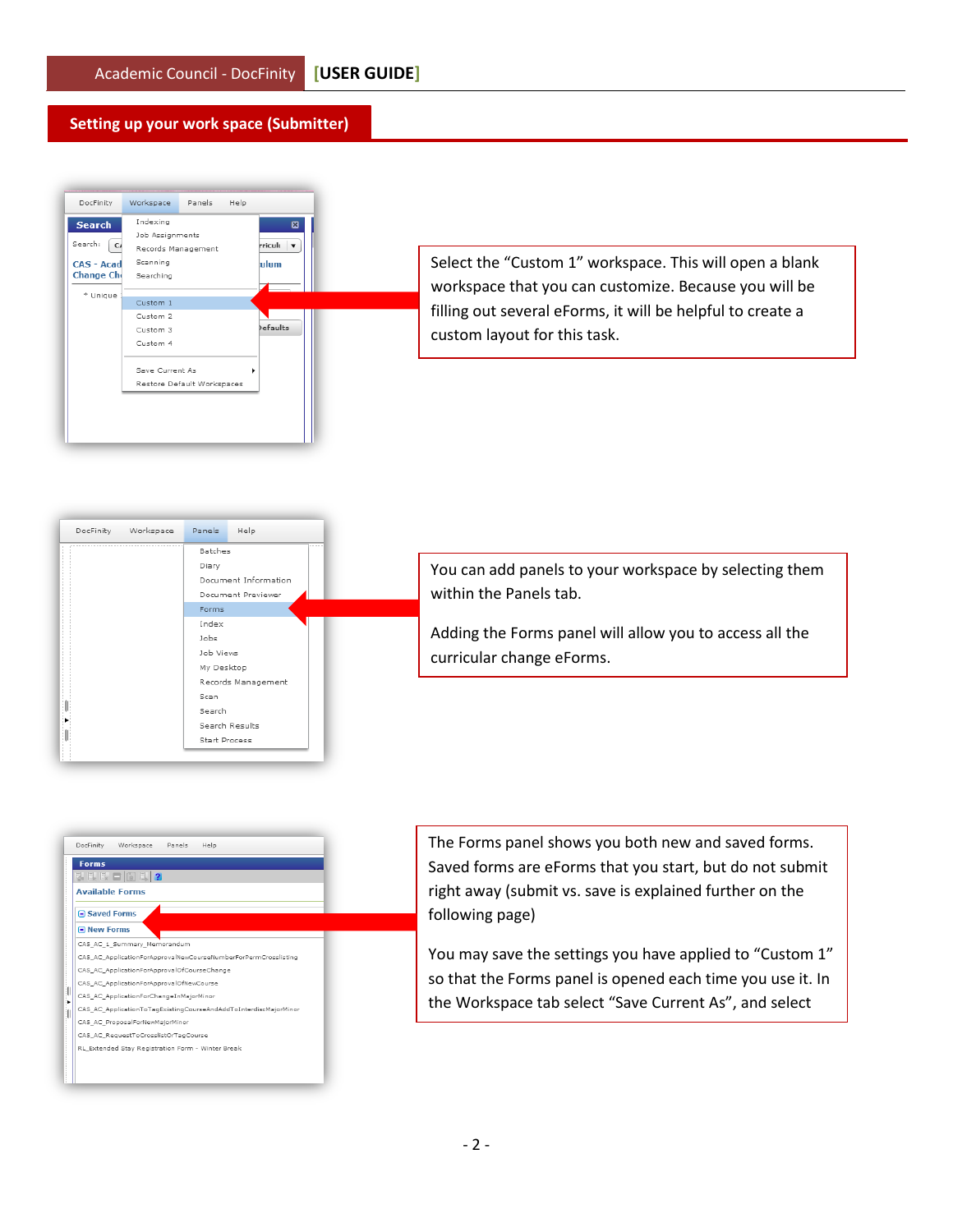## Setting up your work space (Submitter)

Select the "Custom 1" workspace. This will open a blank workspace that you can customize. Because you will be filling out several eForms, it will be helpful to create a custom layout for this task.

You can add panels to your workspace by selecting them within the Panels tab.

Adding the Forms panel will allow you to access all the curricular change eForms.

The Forms panel shows you both new and saved forms. Saved forms are eForms that you start, but do not submit right away (submit vs. save is explained further on the following page)

You may save the settings you have applied to "Custom 1" so that the Forms panel is opened each time you use it. In the Workspace tab select "Save Current As", and select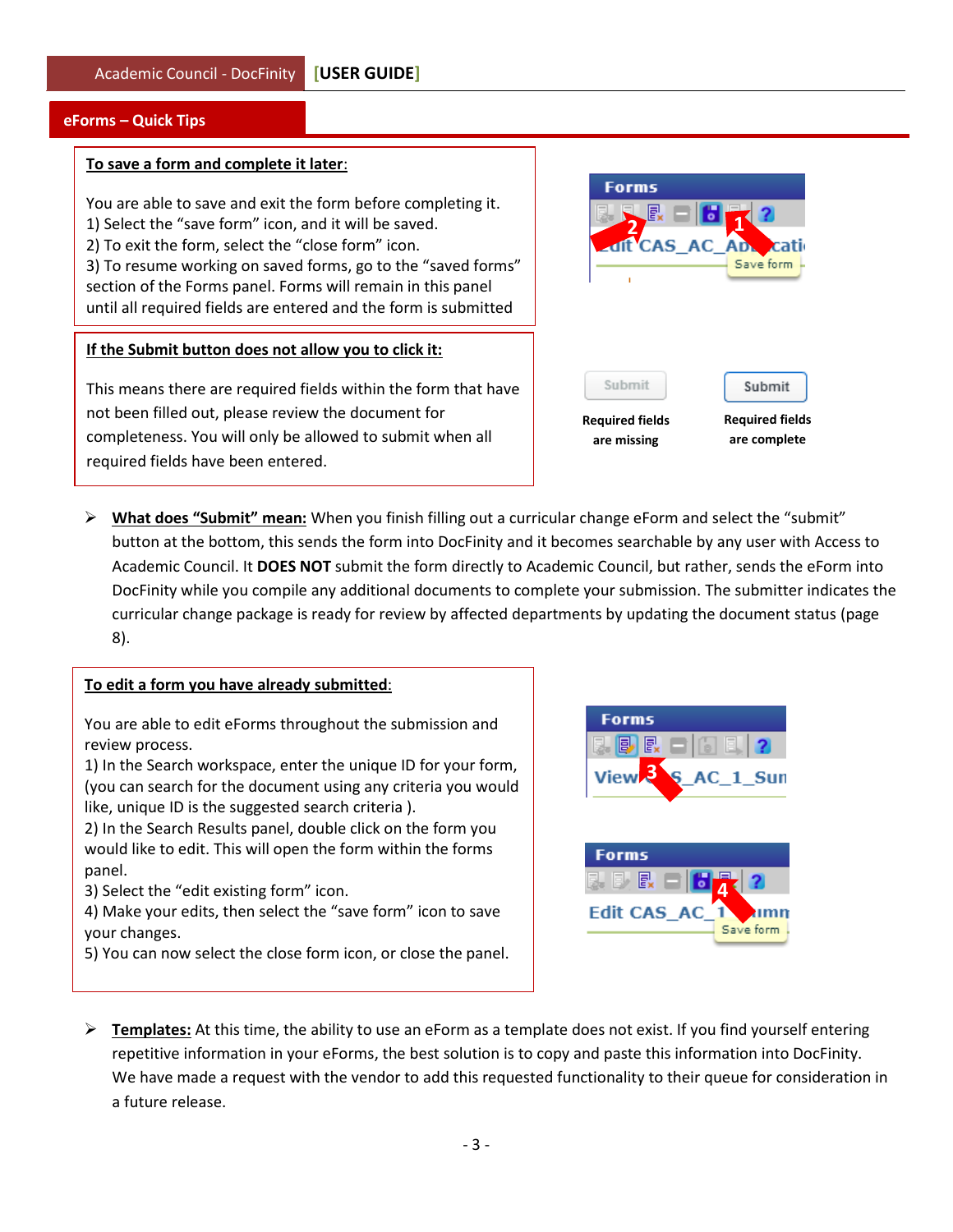## eForms – Quick Tips

**To save a form and complete it later:**

You are able to save and exit the form before completing it.
1) Select the "save form" icon, and it will be saved.
2) To exit the form, select the "close form" icon.
3) To resume working on saved forms, go to the "saved forms" section of the Forms panel. Forms will remain in this panel until all required fields are entered and the form is submitted

**If the Submit button does not allow you to click it:**

This means there are required fields within the form that have not been filled out, please review the document for completeness. You will only be allowed to submit when all required fields have been entered.

Required fields are missing

Required fields are complete

- **What does "Submit" mean:** When you finish filling out a curricular change eForm and select the "submit" button at the bottom, this sends the form into DocFinity and it becomes searchable by any user with Access to Academic Council. It **DOES NOT** submit the form directly to Academic Council, but rather, sends the eForm into DocFinity while you compile any additional documents to complete your submission. The submitter indicates the curricular change package is ready for review by affected departments by updating the document status (page 8).

**To edit a form you have already submitted:**

You are able to edit eForms throughout the submission and review process.
1) In the Search workspace, enter the unique ID for your form, (you can search for the document using any criteria you would like, unique ID is the suggested search criteria ).
2) In the Search Results panel, double click on the form you would like to edit. This will open the form within the forms panel.
3) Select the "edit existing form" icon.
4) Make your edits, then select the "save form" icon to save your changes.
5) You can now select the close form icon, or close the panel.

- **Templates:** At this time, the ability to use an eForm as a template does not exist. If you find yourself entering repetitive information in your eForms, the best solution is to copy and paste this information into DocFinity. We have made a request with the vendor to add this requested functionality to their queue for consideration in a future release.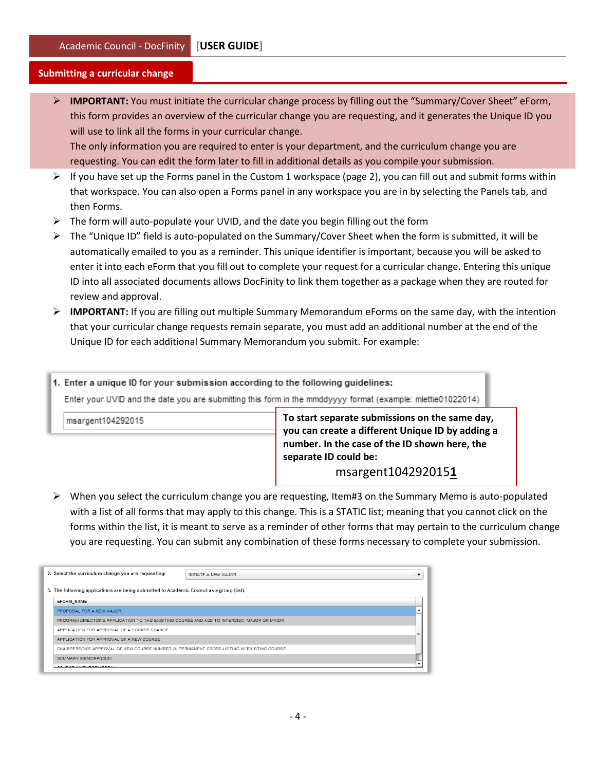## Submitting a curricular change

- **IMPORTANT:** You must initiate the curricular change process by filling out the "Summary/Cover Sheet" eForm, this form provides an overview of the curricular change you are requesting, and it generates the Unique ID you will use to link all the forms in your curricular change.
  The only information you are required to enter is your department, and the curriculum change you are requesting. You can edit the form later to fill in additional details as you compile your submission.
- If you have set up the Forms panel in the Custom 1 workspace (page 2), you can fill out and submit forms within that workspace. You can also open a Forms panel in any workspace you are in by selecting the Panels tab, and then Forms.
- The form will auto-populate your UVID, and the date you begin filling out the form
- The "Unique ID" field is auto-populated on the Summary/Cover Sheet when the form is submitted, it will be automatically emailed to you as a reminder. This unique identifier is important, because you will be asked to enter it into each eForm that you fill out to complete your request for a curricular change. Entering this unique ID into all associated documents allows DocFinity to link them together as a package when they are routed for review and approval.
- **IMPORTANT:** If you are filling out multiple Summary Memorandum eForms on the same day, with the intention that your curricular change requests remain separate, you must add an additional number at the end of the Unique ID for each additional Summary Memorandum you submit. For example:

1. Enter a unique ID for your submission according to the following guidelines:
   Enter your UVID and the date you are submitting this form in the mmddyyyy format (example: mlettie01022014)
   msargent104292015

**To start separate submissions on the same day, you can create a different Unique ID by adding a number. In the case of the ID shown here, the separate ID could be:**
msargent104292015**1**

- When you select the curriculum change you are requesting, Item#3 on the Summary Memo is auto-populated with a list of all forms that may apply to this change. This is a STATIC list; meaning that you cannot click on the forms within the list, it is meant to serve as a reminder of other forms that may pertain to the curriculum change you are requesting. You can submit any combination of these forms necessary to complete your submission.

2. Select the curriculum change you are requesting: INITIATE A NEW MAJOR

3. The following applications are being submitted to Academic Council as a group (list):

| EFORM_NAME |
| --- |
| PROPOSAL FOR A NEW MAJOR |
| PROGRAM DIRECTOR'S APPLICATION TO TAG EXISTING COURSE AND ADD TO INTERDISC. MAJOR OR MINOR |
| APPLICATION FOR APPROVAL OF A COURSE CHANGE |
| APPLICATION FOR APPROVAL OF A NEW COURSE |
| CHAIRPERSON'S APPROVAL OF NEW COURSE NUMBER W/ PERMANENT CROSS LISTING W/ EXISTING COURSE |
| SUMMARY MEMORANDUM |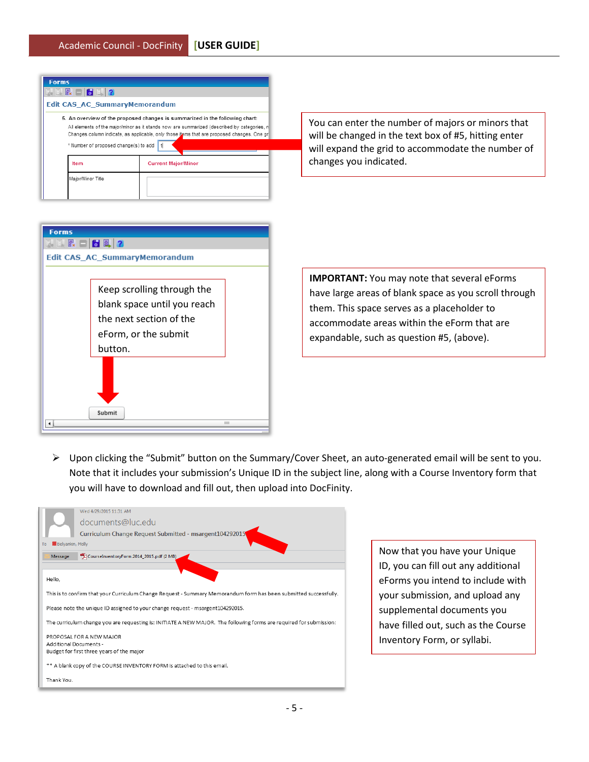You can enter the number of majors or minors that will be changed in the text box of #5, hitting enter will expand the grid to accommodate the number of changes you indicated.

Keep scrolling through the blank space until you reach the next section of the eForm, or the submit button.

**IMPORTANT:** You may note that several eForms have large areas of blank space as you scroll through them. This space serves as a placeholder to accommodate areas within the eForm that are expandable, such as question #5, (above).

- Upon clicking the "Submit" button on the Summary/Cover Sheet, an auto-generated email will be sent to you. Note that it includes your submission's Unique ID in the subject line, along with a Course Inventory form that you will have to download and fill out, then upload into DocFinity.

Now that you have your Unique ID, you can fill out any additional eForms you intend to include with your submission, and upload any supplemental documents you have filled out, such as the Course Inventory Form, or syllabi.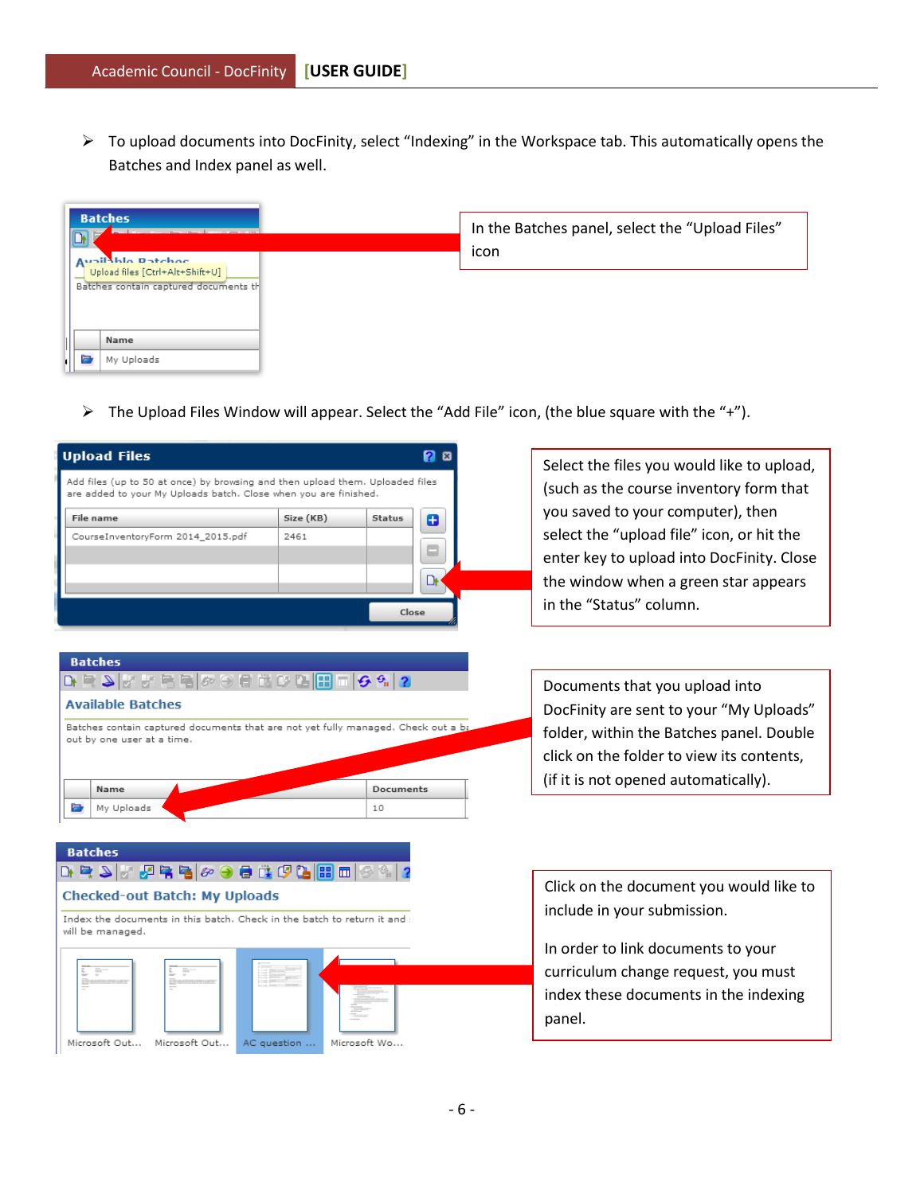- To upload documents into DocFinity, select "Indexing" in the Workspace tab. This automatically opens the Batches and Index panel as well.

In the Batches panel, select the "Upload Files" icon

- The Upload Files Window will appear. Select the "Add File" icon, (the blue square with the "+").

Select the files you would like to upload, (such as the course inventory form that you saved to your computer), then select the "upload file" icon, or hit the enter key to upload into DocFinity. Close the window when a green star appears in the "Status" column.

Documents that you upload into DocFinity are sent to your "My Uploads" folder, within the Batches panel. Double click on the folder to view its contents, (if it is not opened automatically).

Click on the document you would like to include in your submission.

In order to link documents to your curriculum change request, you must index these documents in the indexing panel.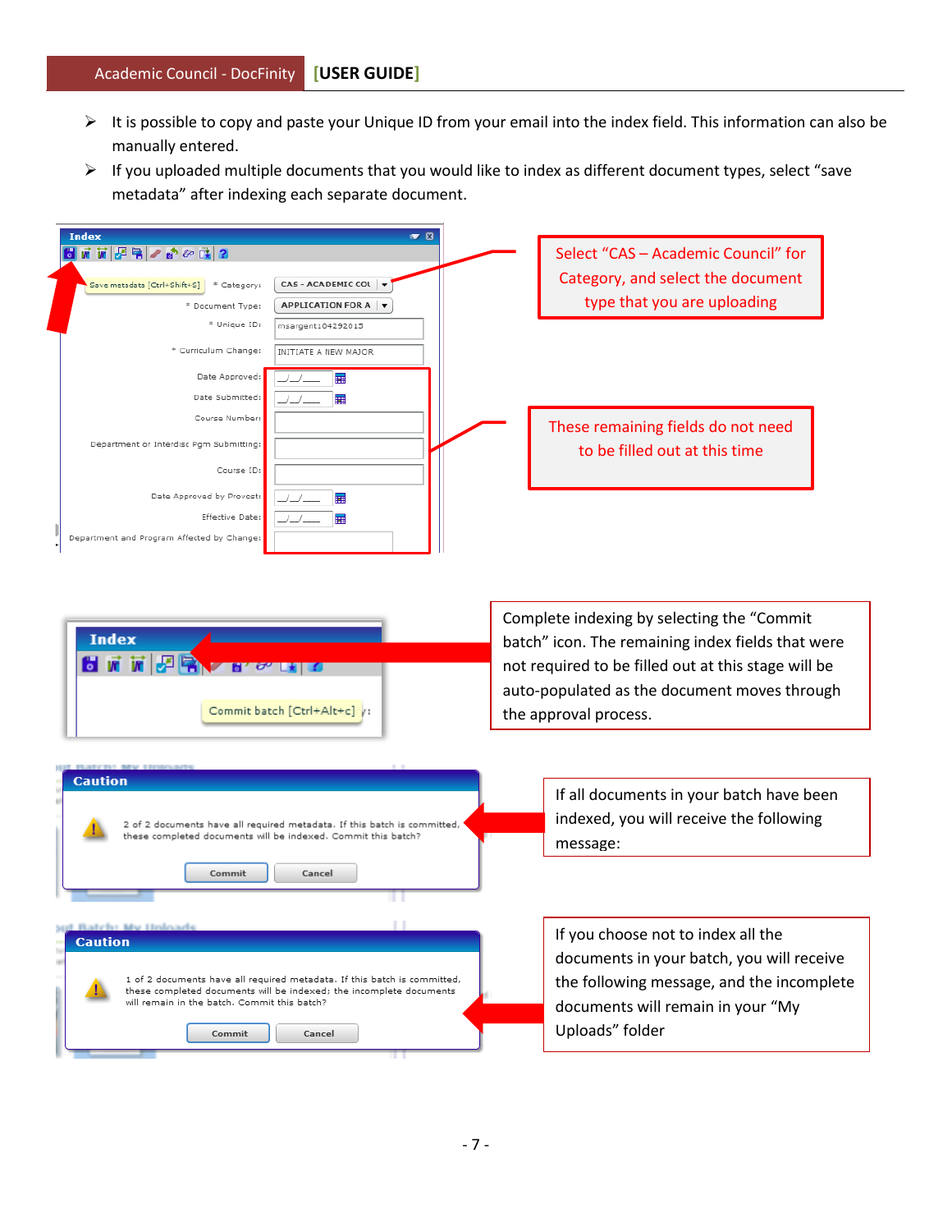- It is possible to copy and paste your Unique ID from your email into the index field. This information can also be manually entered.
- If you uploaded multiple documents that you would like to index as different document types, select "save metadata" after indexing each separate document.

Select "CAS – Academic Council" for Category, and select the document type that you are uploading

These remaining fields do not need to be filled out at this time

Complete indexing by selecting the "Commit batch" icon. The remaining index fields that were not required to be filled out at this stage will be auto-populated as the document moves through the approval process.

If all documents in your batch have been indexed, you will receive the following message:

If you choose not to index all the documents in your batch, you will receive the following message, and the incomplete documents will remain in your "My Uploads" folder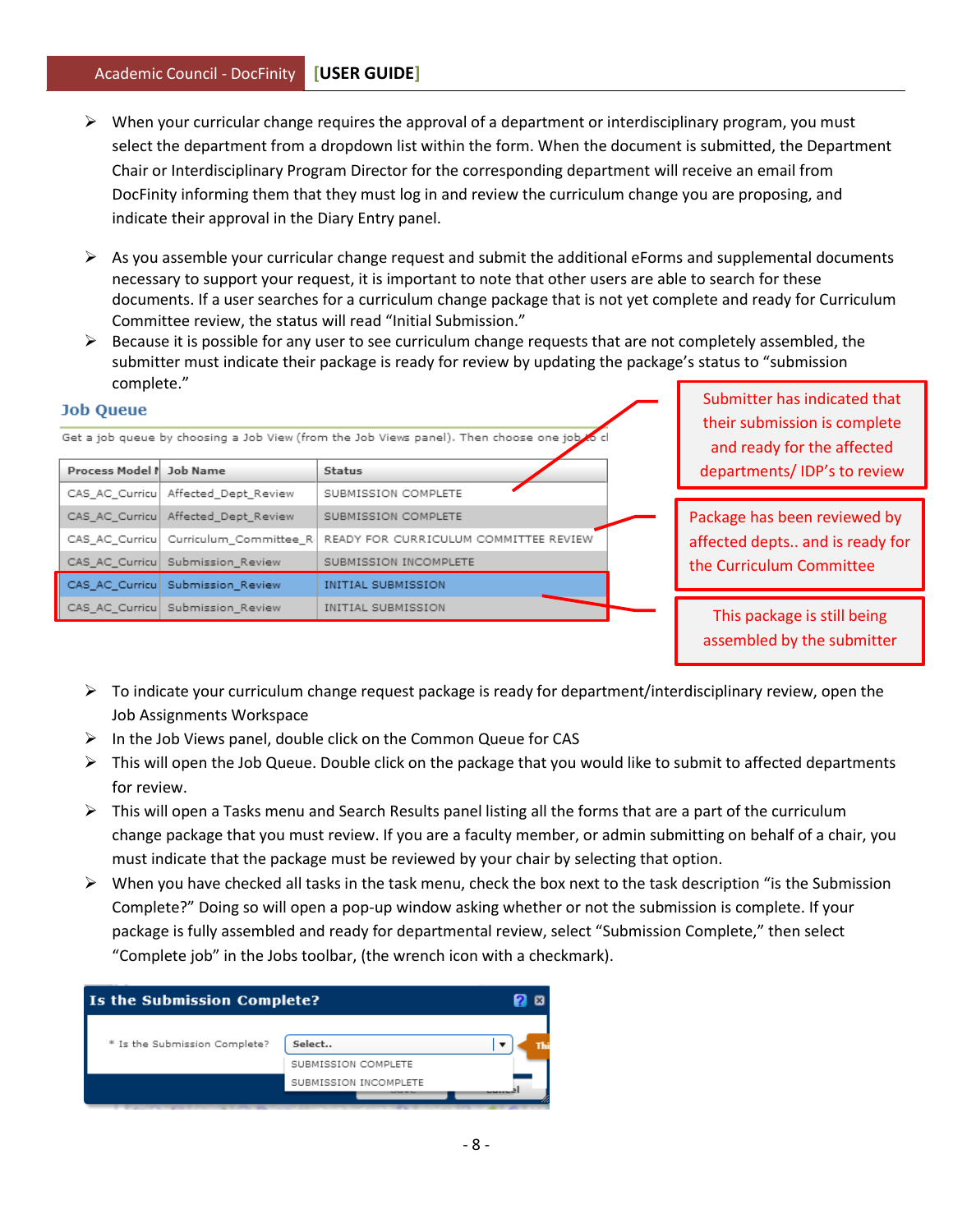- When your curricular change requires the approval of a department or interdisciplinary program, you must select the department from a dropdown list within the form. When the document is submitted, the Department Chair or Interdisciplinary Program Director for the corresponding department will receive an email from DocFinity informing them that they must log in and review the curriculum change you are proposing, and indicate their approval in the Diary Entry panel.

- As you assemble your curricular change request and submit the additional eForms and supplemental documents necessary to support your request, it is important to note that other users are able to search for these documents. If a user searches for a curriculum change package that is not yet complete and ready for Curriculum Committee review, the status will read "Initial Submission."
- Because it is possible for any user to see curriculum change requests that are not completely assembled, the submitter must indicate their package is ready for review by updating the package's status to "submission complete."

**Job Queue**

Get a job queue by choosing a Job View (from the Job Views panel). Then choose one job to cl

| Process Model N | Job Name | Status |
|---|---|---|
| CAS_AC_Curricu | Affected_Dept_Review | SUBMISSION COMPLETE |
| CAS_AC_Curricu | Affected_Dept_Review | SUBMISSION COMPLETE |
| CAS_AC_Curricu | Curriculum_Committee_R | READY FOR CURRICULUM COMMITTEE REVIEW |
| CAS_AC_Curricu | Submission_Review | SUBMISSION INCOMPLETE |
| CAS_AC_Curricu | Submission_Review | INITIAL SUBMISSION |
| CAS_AC_Curricu | Submission_Review | INITIAL SUBMISSION |

Submitter has indicated that their submission is complete and ready for the affected departments/ IDP's to review

Package has been reviewed by affected depts.. and is ready for the Curriculum Committee

This package is still being assembled by the submitter

- To indicate your curriculum change request package is ready for department/interdisciplinary review, open the Job Assignments Workspace
- In the Job Views panel, double click on the Common Queue for CAS
- This will open the Job Queue. Double click on the package that you would like to submit to affected departments for review.
- This will open a Tasks menu and Search Results panel listing all the forms that are a part of the curriculum change package that you must review. If you are a faculty member, or admin submitting on behalf of a chair, you must indicate that the package must be reviewed by your chair by selecting that option.
- When you have checked all tasks in the task menu, check the box next to the task description "is the Submission Complete?" Doing so will open a pop-up window asking whether or not the submission is complete. If your package is fully assembled and ready for departmental review, select "Submission Complete," then select "Complete job" in the Jobs toolbar, (the wrench icon with a checkmark).

**Is the Submission Complete?**

\* Is the Submission Complete? Select..

SUBMISSION COMPLETE

SUBMISSION INCOMPLETE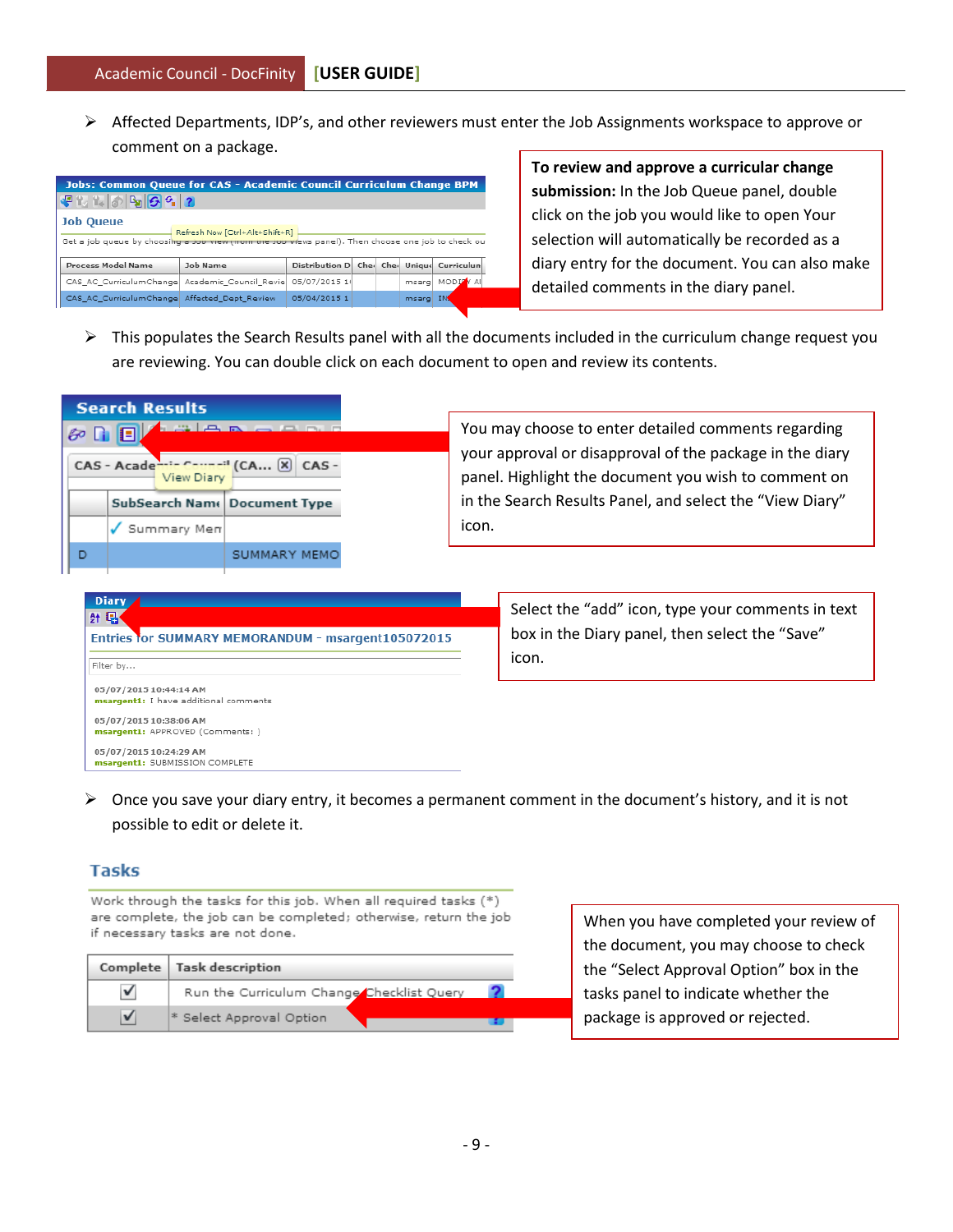- Affected Departments, IDP's, and other reviewers must enter the Job Assignments workspace to approve or comment on a package.

**To review and approve a curricular change submission:** In the Job Queue panel, double click on the job you would like to open Your selection will automatically be recorded as a diary entry for the document. You can also make detailed comments in the diary panel.

- This populates the Search Results panel with all the documents included in the curriculum change request you are reviewing. You can double click on each document to open and review its contents.

You may choose to enter detailed comments regarding your approval or disapproval of the package in the diary panel. Highlight the document you wish to comment on in the Search Results Panel, and select the "View Diary" icon.

Select the "add" icon, type your comments in text box in the Diary panel, then select the "Save" icon.

- Once you save your diary entry, it becomes a permanent comment in the document's history, and it is not possible to edit or delete it.

When you have completed your review of the document, you may choose to check the "Select Approval Option" box in the tasks panel to indicate whether the package is approved or rejected.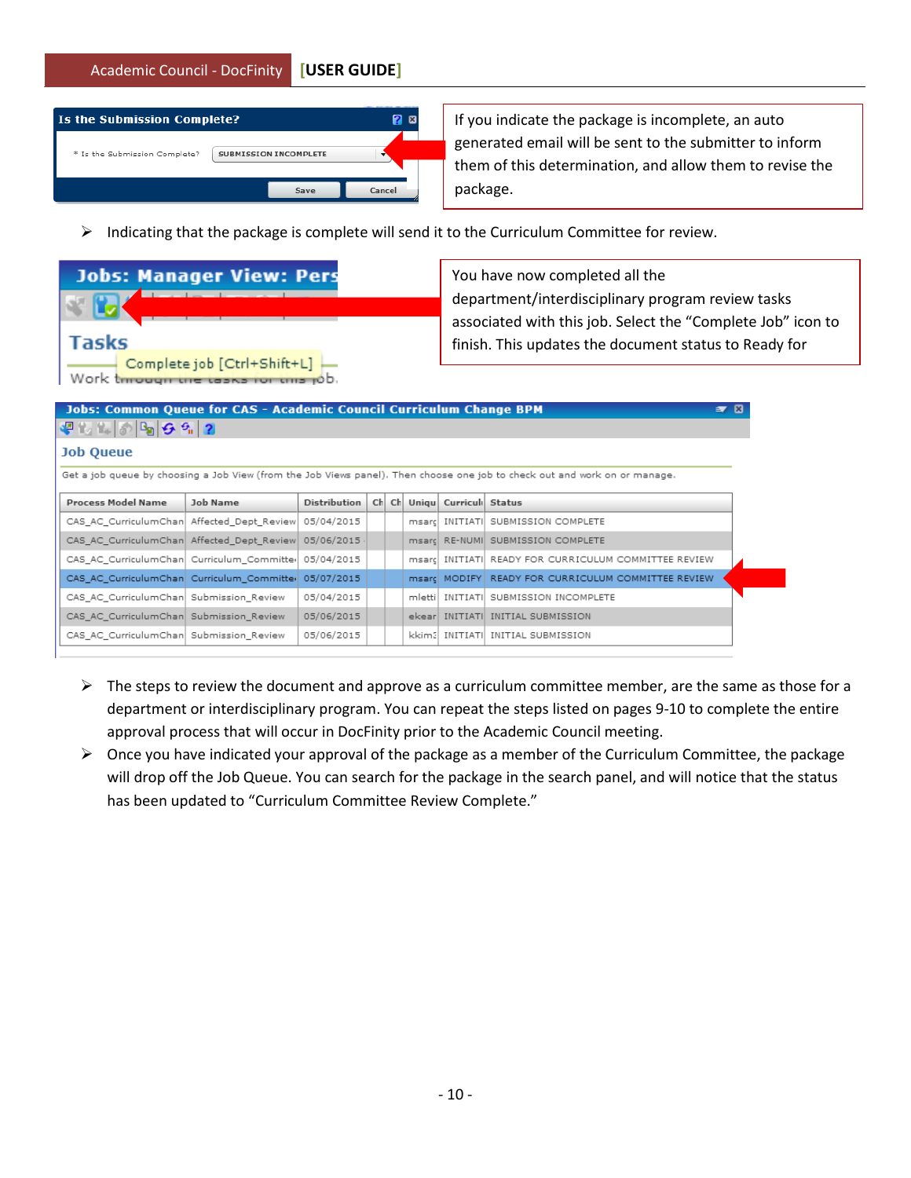Is the Submission Complete?

\* Is the Submission Complete? SUBMISSION INCOMPLETE

Save Cancel

If you indicate the package is incomplete, an auto generated email will be sent to the submitter to inform them of this determination, and allow them to revise the package.

- Indicating that the package is complete will send it to the Curriculum Committee for review.

Jobs: Manager View: Pers

Tasks

Complete job [Ctrl+Shift+L]

Work through the tasks for this job.

You have now completed all the department/interdisciplinary program review tasks associated with this job. Select the "Complete Job" icon to finish. This updates the document status to Ready for

Jobs: Common Queue for CAS - Academic Council Curriculum Change BPM

Job Queue

Get a job queue by choosing a Job View (from the Job Views panel). Then choose one job to check out and work on or manage.

| Process Model Name | Job Name | Distribution | Ch | Ch | Uniqu | Curricul | Status |
|---|---|---|---|---|---|---|---|
| CAS_AC_CurriculumChan | Affected_Dept_Review | 05/04/2015 | | | msarç | INITIATI | SUBMISSION COMPLETE |
| CAS_AC_CurriculumChan | Affected_Dept_Review | 05/06/2015 | | | msarç | RE-NUMI | SUBMISSION COMPLETE |
| CAS_AC_CurriculumChan | Curriculum_Committe | 05/04/2015 | | | msarç | INITIATI | READY FOR CURRICULUM COMMITTEE REVIEW |
| CAS_AC_CurriculumChan | Curriculum_Committe | 05/07/2015 | | | msarç | MODIFY | READY FOR CURRICULUM COMMITTEE REVIEW |
| CAS_AC_CurriculumChan | Submission_Review | 05/04/2015 | | | mletti | INITIATI | SUBMISSION INCOMPLETE |
| CAS_AC_CurriculumChan | Submission_Review | 05/06/2015 | | | ekear | INITIATI | INITIAL SUBMISSION |
| CAS_AC_CurriculumChan | Submission_Review | 05/06/2015 | | | kkim: | INITIATI | INITIAL SUBMISSION |

- The steps to review the document and approve as a curriculum committee member, are the same as those for a department or interdisciplinary program. You can repeat the steps listed on pages 9-10 to complete the entire approval process that will occur in DocFinity prior to the Academic Council meeting.
- Once you have indicated your approval of the package as a member of the Curriculum Committee, the package will drop off the Job Queue. You can search for the package in the search panel, and will notice that the status has been updated to "Curriculum Committee Review Complete."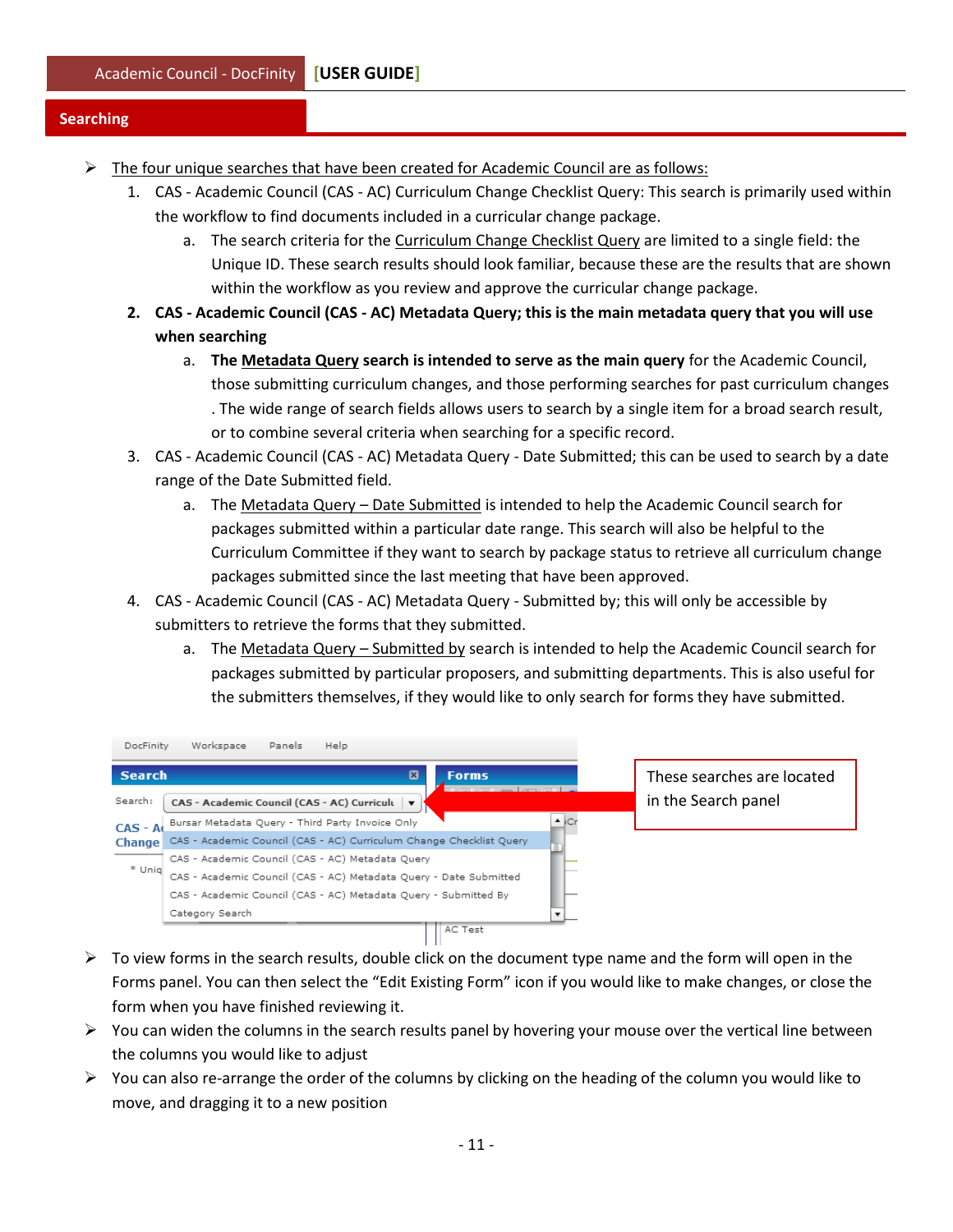## Searching

- The four unique searches that have been created for Academic Council are as follows:
  1. CAS - Academic Council (CAS - AC) Curriculum Change Checklist Query: This search is primarily used within the workflow to find documents included in a curricular change package.
     a. The search criteria for the Curriculum Change Checklist Query are limited to a single field: the Unique ID. These search results should look familiar, because these are the results that are shown within the workflow as you review and approve the curricular change package.
  2. **CAS - Academic Council (CAS - AC) Metadata Query; this is the main metadata query that you will use when searching**
     a. **The Metadata Query search is intended to serve as the main query** for the Academic Council, those submitting curriculum changes, and those performing searches for past curriculum changes . The wide range of search fields allows users to search by a single item for a broad search result, or to combine several criteria when searching for a specific record.
  3. CAS - Academic Council (CAS - AC) Metadata Query - Date Submitted; this can be used to search by a date range of the Date Submitted field.
     a. The Metadata Query – Date Submitted is intended to help the Academic Council search for packages submitted within a particular date range. This search will also be helpful to the Curriculum Committee if they want to search by package status to retrieve all curriculum change packages submitted since the last meeting that have been approved.
  4. CAS - Academic Council (CAS - AC) Metadata Query - Submitted by; this will only be accessible by submitters to retrieve the forms that they submitted.
     a. The Metadata Query – Submitted by search is intended to help the Academic Council search for packages submitted by particular proposers, and submitting departments. This is also useful for the submitters themselves, if they would like to only search for forms they have submitted.

DocFinity Workspace Panels Help

Search

Forms

Search: CAS - Academic Council (CAS - AC) Curricul

Bursar Metadata Query - Third Party Invoice Only
CAS - Academic Council (CAS - AC) Curriculum Change Checklist Query
CAS - Academic Council (CAS - AC) Metadata Query
CAS - Academic Council (CAS - AC) Metadata Query - Date Submitted
CAS - Academic Council (CAS - AC) Metadata Query - Submitted By
Category Search

AC Test

These searches are located in the Search panel

- To view forms in the search results, double click on the document type name and the form will open in the Forms panel. You can then select the "Edit Existing Form" icon if you would like to make changes, or close the form when you have finished reviewing it.
- You can widen the columns in the search results panel by hovering your mouse over the vertical line between the columns you would like to adjust
- You can also re-arrange the order of the columns by clicking on the heading of the column you would like to move, and dragging it to a new position